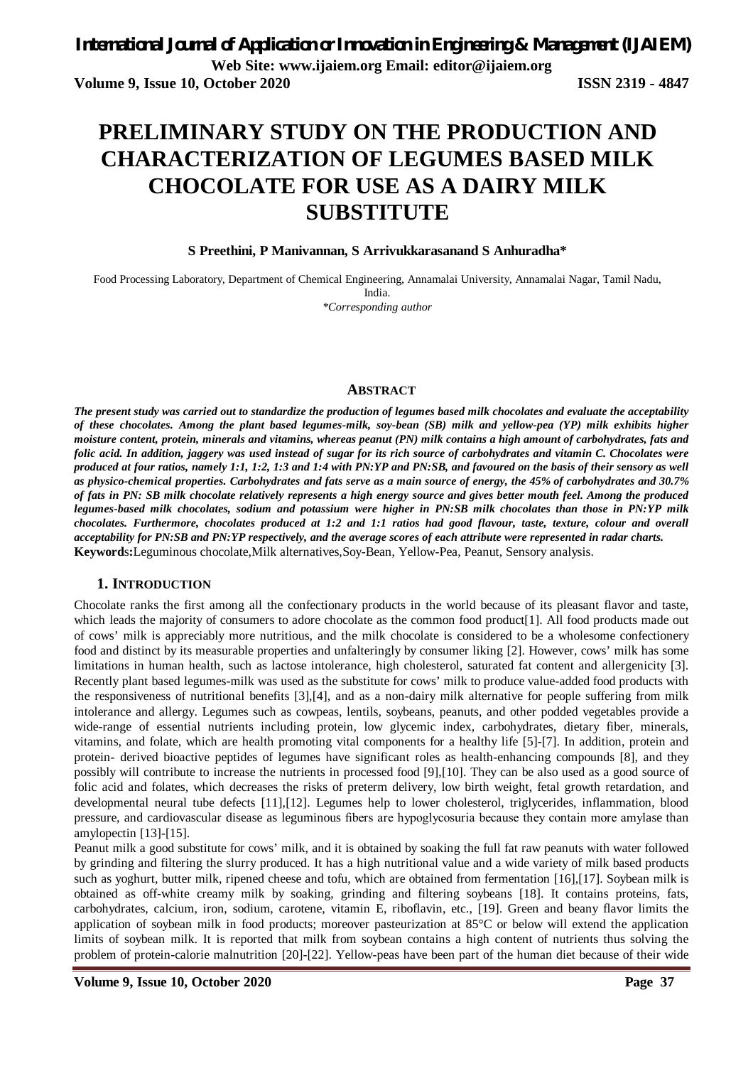# PRELIMINARY STUDY ON THE PRODUCTION AND CHARACTERIZATION OF LEGUMES BASED MILK CHOCOLATE FOR USE AS A DAIRY MILK SUBSTITUTE

**S Preethini, P Manivannan, S Arrivukkarasanand S Anhuradha***

Food Processing Laboratory, Department of Chemical Engineering, Annamalai University, Annamalai Nagar, Tamil Nadu, India.

*\*Corresponding author*

## ABSTRACT

***The present study was carried out to standardize the production of legumes based milk chocolates and evaluate the acceptability of these chocolates. Among the plant based legumes-milk, soy-bean (SB) milk and yellow-pea (YP) milk exhibits higher moisture content, protein, minerals and vitamins, whereas peanut (PN) milk contains a high amount of carbohydrates, fats and folic acid. In addition, jaggery was used instead of sugar for its rich source of carbohydrates and vitamin C. Chocolates were produced at four ratios, namely 1:1, 1:2, 1:3 and 1:4 with PN:YP and PN:SB, and favoured on the basis of their sensory as well as physico-chemical properties. Carbohydrates and fats serve as a main source of energy, the 45% of carbohydrates and 30.7% of fats in PN: SB milk chocolate relatively represents a high energy source and gives better mouth feel. Among the produced legumes-based milk chocolates, sodium and potassium were higher in PN:SB milk chocolates than those in PN:YP milk chocolates. Furthermore, chocolates produced at 1:2 and 1:1 ratios had good flavour, taste, texture, colour and overall acceptability for PN:SB and PN:YP respectively, and the average scores of each attribute were represented in radar charts.***

**Keywords:** Leguminous chocolate, Milk alternatives, Soy-Bean, Yellow-Pea, Peanut, Sensory analysis.

## 1. INTRODUCTION

Chocolate ranks the first among all the confectionary products in the world because of its pleasant flavor and taste, which leads the majority of consumers to adore chocolate as the common food product[1]. All food products made out of cows' milk is appreciably more nutritious, and the milk chocolate is considered to be a wholesome confectionery food and distinct by its measurable properties and unfalteringly by consumer liking [2]. However, cows' milk has some limitations in human health, such as lactose intolerance, high cholesterol, saturated fat content and allergenicity [3]. Recently plant based legumes-milk was used as the substitute for cows' milk to produce value-added food products with the responsiveness of nutritional benefits [3],[4], and as a non-dairy milk alternative for people suffering from milk intolerance and allergy. Legumes such as cowpeas, lentils, soybeans, peanuts, and other podded vegetables provide a wide-range of essential nutrients including protein, low glycemic index, carbohydrates, dietary fiber, minerals, vitamins, and folate, which are health promoting vital components for a healthy life [5]-[7]. In addition, protein and protein- derived bioactive peptides of legumes have significant roles as health-enhancing compounds [8], and they possibly will contribute to increase the nutrients in processed food [9],[10]. They can be also used as a good source of folic acid and folates, which decreases the risks of preterm delivery, low birth weight, fetal growth retardation, and developmental neural tube defects [11],[12]. Legumes help to lower cholesterol, triglycerides, inflammation, blood pressure, and cardiovascular disease as leguminous fibers are hypoglycosuria because they contain more amylase than amylopectin [13]-[15].

Peanut milk a good substitute for cows' milk, and it is obtained by soaking the full fat raw peanuts with water followed by grinding and filtering the slurry produced. It has a high nutritional value and a wide variety of milk based products such as yoghurt, butter milk, ripened cheese and tofu, which are obtained from fermentation [16],[17]. Soybean milk is obtained as off-white creamy milk by soaking, grinding and filtering soybeans [18]. It contains proteins, fats, carbohydrates, calcium, iron, sodium, carotene, vitamin E, riboflavin, etc., [19]. Green and beany flavor limits the application of soybean milk in food products; moreover pasteurization at 85°C or below will extend the application limits of soybean milk. It is reported that milk from soybean contains a high content of nutrients thus solving the problem of protein-calorie malnutrition [20]-[22]. Yellow-peas have been part of the human diet because of their wide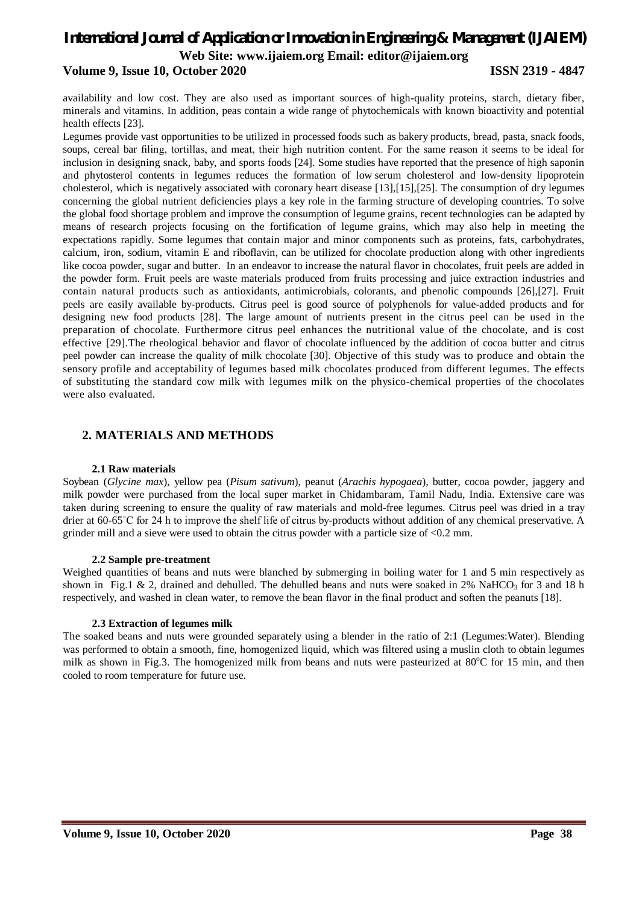availability and low cost. They are also used as important sources of high-quality proteins, starch, dietary fiber, minerals and vitamins. In addition, peas contain a wide range of phytochemicals with known bioactivity and potential health effects [23].

Legumes provide vast opportunities to be utilized in processed foods such as bakery products, bread, pasta, snack foods, soups, cereal bar filing, tortillas, and meat, their high nutrition content. For the same reason it seems to be ideal for inclusion in designing snack, baby, and sports foods [24]. Some studies have reported that the presence of high saponin and phytosterol contents in legumes reduces the formation of low serum cholesterol and low-density lipoprotein cholesterol, which is negatively associated with coronary heart disease [13],[15],[25]. The consumption of dry legumes concerning the global nutrient deficiencies plays a key role in the farming structure of developing countries. To solve the global food shortage problem and improve the consumption of legume grains, recent technologies can be adapted by means of research projects focusing on the fortification of legume grains, which may also help in meeting the expectations rapidly. Some legumes that contain major and minor components such as proteins, fats, carbohydrates, calcium, iron, sodium, vitamin E and riboflavin, can be utilized for chocolate production along with other ingredients like cocoa powder, sugar and butter. In an endeavor to increase the natural flavor in chocolates, fruit peels are added in the powder form. Fruit peels are waste materials produced from fruits processing and juice extraction industries and contain natural products such as antioxidants, antimicrobials, colorants, and phenolic compounds [26],[27]. Fruit peels are easily available by-products. Citrus peel is good source of polyphenols for value-added products and for designing new food products [28]. The large amount of nutrients present in the citrus peel can be used in the preparation of chocolate. Furthermore citrus peel enhances the nutritional value of the chocolate, and is cost effective [29].The rheological behavior and flavor of chocolate influenced by the addition of cocoa butter and citrus peel powder can increase the quality of milk chocolate [30]. Objective of this study was to produce and obtain the sensory profile and acceptability of legumes based milk chocolates produced from different legumes. The effects of substituting the standard cow milk with legumes milk on the physico-chemical properties of the chocolates were also evaluated.

## 2. MATERIALS AND METHODS

### 2.1 Raw materials

Soybean (*Glycine max*), yellow pea (*Pisum sativum*), peanut (*Arachis hypogaea*), butter, cocoa powder, jaggery and milk powder were purchased from the local super market in Chidambaram, Tamil Nadu, India. Extensive care was taken during screening to ensure the quality of raw materials and mold-free legumes. Citrus peel was dried in a tray drier at 60-65˚C for 24 h to improve the shelf life of citrus by-products without addition of any chemical preservative. A grinder mill and a sieve were used to obtain the citrus powder with a particle size of <0.2 mm.

### 2.2 Sample pre-treatment

Weighed quantities of beans and nuts were blanched by submerging in boiling water for 1 and 5 min respectively as shown in Fig.1 & 2, drained and dehulled. The dehulled beans and nuts were soaked in 2% $NaHCO_3$ for 3 and 18 h respectively, and washed in clean water, to remove the bean flavor in the final product and soften the peanuts [18].

### 2.3 Extraction of legumes milk

The soaked beans and nuts were grounded separately using a blender in the ratio of 2:1 (Legumes:Water). Blending was performed to obtain a smooth, fine, homogenized liquid, which was filtered using a muslin cloth to obtain legumes milk as shown in Fig.3. The homogenized milk from beans and nuts were pasteurized at $80^oC$ for 15 min, and then cooled to room temperature for future use.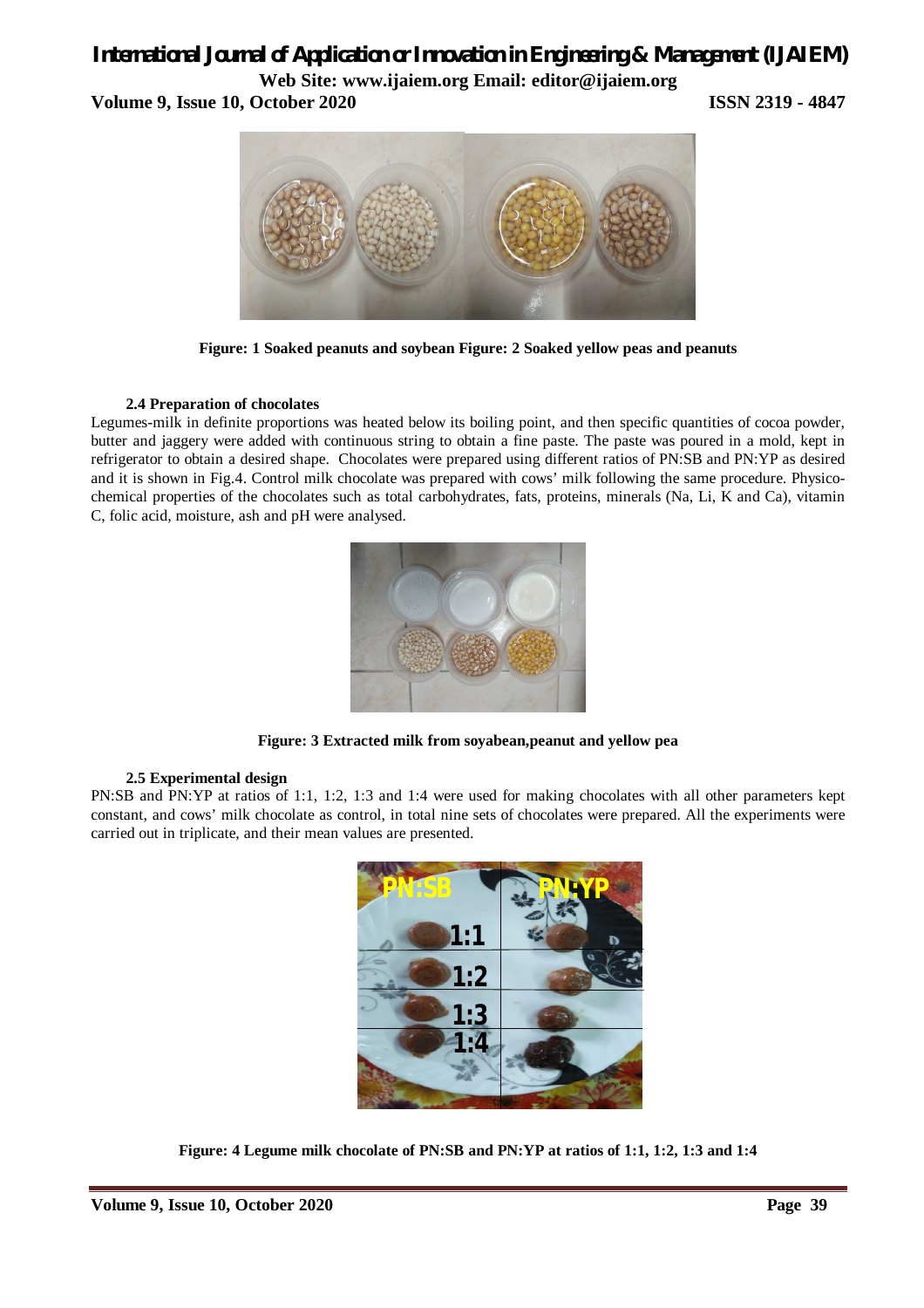**Figure: 1 Soaked peanuts and soybean Figure: 2 Soaked yellow peas and peanuts**

### 2.4 Preparation of chocolates

Legumes-milk in definite proportions was heated below its boiling point, and then specific quantities of cocoa powder, butter and jaggery were added with continuous string to obtain a fine paste. The paste was poured in a mold, kept in refrigerator to obtain a desired shape. Chocolates were prepared using different ratios of PN:SB and PN:YP as desired and it is shown in Fig.4. Control milk chocolate was prepared with cows' milk following the same procedure. Physico-chemical properties of the chocolates such as total carbohydrates, fats, proteins, minerals (Na, Li, K and Ca), vitamin C, folic acid, moisture, ash and pH were analysed.

**Figure: 3 Extracted milk from soyabean,peanut and yellow pea**

### 2.5 Experimental design

PN:SB and PN:YP at ratios of 1:1, 1:2, 1:3 and 1:4 were used for making chocolates with all other parameters kept constant, and cows' milk chocolate as control, in total nine sets of chocolates were prepared. All the experiments were carried out in triplicate, and their mean values are presented.

**Figure: 4 Legume milk chocolate of PN:SB and PN:YP at ratios of 1:1, 1:2, 1:3 and 1:4**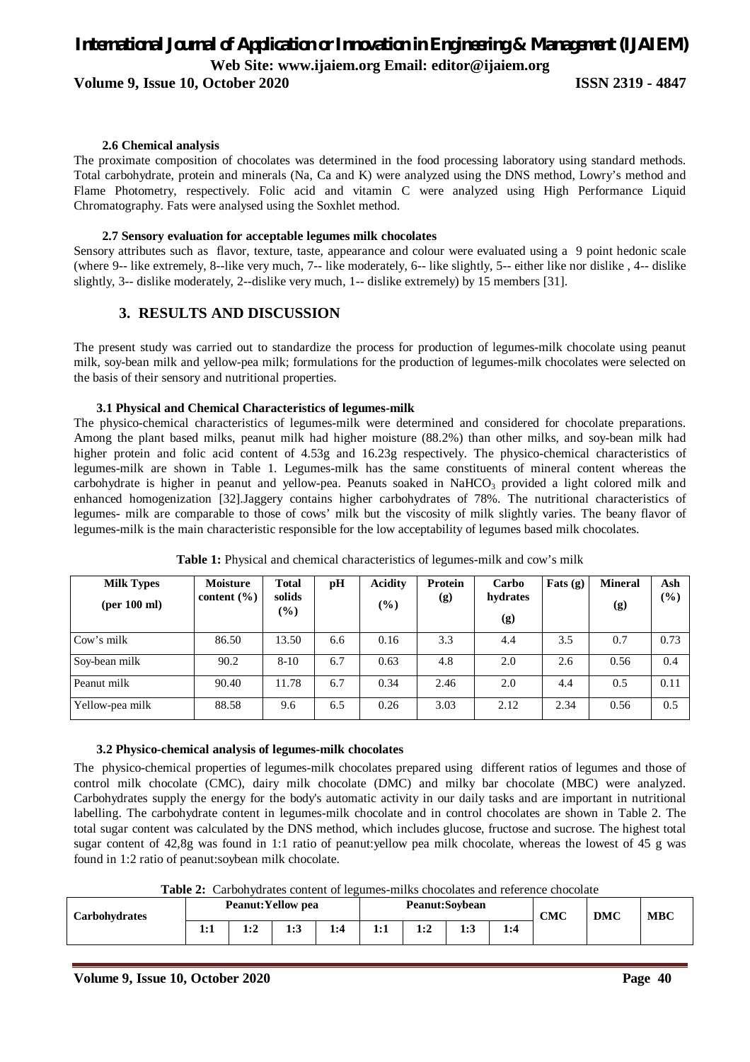### 2.6 Chemical analysis

The proximate composition of chocolates was determined in the food processing laboratory using standard methods. Total carbohydrate, protein and minerals (Na, Ca and K) were analyzed using the DNS method, Lowry's method and Flame Photometry, respectively. Folic acid and vitamin C were analyzed using High Performance Liquid Chromatography. Fats were analysed using the Soxhlet method.

### 2.7 Sensory evaluation for acceptable legumes milk chocolates

Sensory attributes such as flavor, texture, taste, appearance and colour were evaluated using a 9 point hedonic scale (where 9-- like extremely, 8--like very much, 7-- like moderately, 6-- like slightly, 5-- either like nor dislike , 4-- dislike slightly, 3-- dislike moderately, 2--dislike very much, 1-- dislike extremely) by 15 members [31].

## 3. RESULTS AND DISCUSSION

The present study was carried out to standardize the process for production of legumes-milk chocolate using peanut milk, soy-bean milk and yellow-pea milk; formulations for the production of legumes-milk chocolates were selected on the basis of their sensory and nutritional properties.

### 3.1 Physical and Chemical Characteristics of legumes-milk

The physico-chemical characteristics of legumes-milk were determined and considered for chocolate preparations. Among the plant based milks, peanut milk had higher moisture (88.2%) than other milks, and soy-bean milk had higher protein and folic acid content of 4.53g and 16.23g respectively. The physico-chemical characteristics of legumes-milk are shown in Table 1. Legumes-milk has the same constituents of mineral content whereas the carbohydrate is higher in peanut and yellow-pea. Peanuts soaked in $NaHCO_3$ provided a light colored milk and enhanced homogenization [32].Jaggery contains higher carbohydrates of 78%. The nutritional characteristics of legumes- milk are comparable to those of cows' milk but the viscosity of milk slightly varies. The beany flavor of legumes-milk is the main characteristic responsible for the low acceptability of legumes based milk chocolates.

**Table 1:** Physical and chemical characteristics of legumes-milk and cow's milk

| Milk Types (per 100 ml) | Moisture content (%) | Total solids (%) | pH | Acidity (%) | Protein (g) | Carbo hydrates (g) | Fats (g) | Mineral (g) | Ash (%) |
|---|---|---|---|---|---|---|---|---|---|
| Cow's milk | 86.50 | 13.50 | 6.6 | 0.16 | 3.3 | 4.4 | 3.5 | 0.7 | 0.73 |
| Soy-bean milk | 90.2 | 8-10 | 6.7 | 0.63 | 4.8 | 2.0 | 2.6 | 0.56 | 0.4 |
| Peanut milk | 90.40 | 11.78 | 6.7 | 0.34 | 2.46 | 2.0 | 4.4 | 0.5 | 0.11 |
| Yellow-pea milk | 88.58 | 9.6 | 6.5 | 0.26 | 3.03 | 2.12 | 2.34 | 0.56 | 0.5 |

### 3.2 Physico-chemical analysis of legumes-milk chocolates

The physico-chemical properties of legumes-milk chocolates prepared using different ratios of legumes and those of control milk chocolate (CMC), dairy milk chocolate (DMC) and milky bar chocolate (MBC) were analyzed. Carbohydrates supply the energy for the body's automatic activity in our daily tasks and are important in nutritional labelling. The carbohydrate content in legumes-milk chocolate and in control chocolates are shown in Table 2. The total sugar content was calculated by the DNS method, which includes glucose, fructose and sucrose. The highest total sugar content of 42,8g was found in 1:1 ratio of peanut:yellow pea milk chocolate, whereas the lowest of 45 g was found in 1:2 ratio of peanut:soybean milk chocolate.

**Table 2:** Carbohydrates content of legumes-milks chocolates and reference chocolate

| Carbohydrates | Peanut:Yellow pea | | | | Peanut:Soybean | | | | CMC | DMC | MBC |
|---|---|---|---|---|---|---|---|---|---|---|---|
| | 1:1 | 1:2 | 1:3 | 1:4 | 1:1 | 1:2 | 1:3 | 1:4 | | | |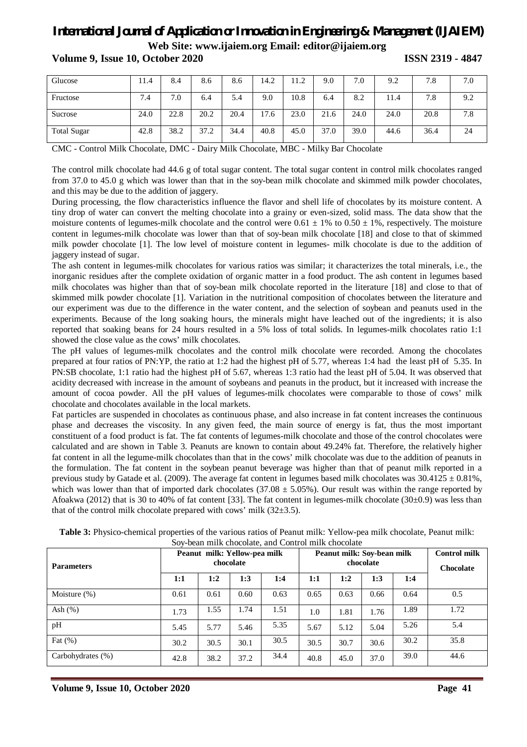| Glucose | 11.4 | 8.4 | 8.6 | 8.6 | 14.2 | 11.2 | 9.0 | 7.0 | 9.2 | 7.8 | 7.0 |
|---|---|---|---|---|---|---|---|---|---|---|---|
| Fructose | 7.4 | 7.0 | 6.4 | 5.4 | 9.0 | 10.8 | 6.4 | 8.2 | 11.4 | 7.8 | 9.2 |
| Sucrose | 24.0 | 22.8 | 20.2 | 20.4 | 17.6 | 23.0 | 21.6 | 24.0 | 24.0 | 20.8 | 7.8 |
| Total Sugar | 42.8 | 38.2 | 37.2 | 34.4 | 40.8 | 45.0 | 37.0 | 39.0 | 44.6 | 36.4 | 24 |

CMC - Control Milk Chocolate, DMC - Dairy Milk Chocolate, MBC - Milky Bar Chocolate

The control milk chocolate had 44.6 g of total sugar content. The total sugar content in control milk chocolates ranged from 37.0 to 45.0 g which was lower than that in the soy-bean milk chocolate and skimmed milk powder chocolates, and this may be due to the addition of jaggery.

During processing, the flow characteristics influence the flavor and shell life of chocolates by its moisture content. A tiny drop of water can convert the melting chocolate into a grainy or even-sized, solid mass. The data show that the moisture contents of legumes-milk chocolate and the control were $0.61 \pm 1\%$ to $0.50 \pm 1\%$, respectively. The moisture content in legumes-milk chocolate was lower than that of soy-bean milk chocolate [18] and close to that of skimmed milk powder chocolate [1]. The low level of moisture content in legumes- milk chocolate is due to the addition of jaggery instead of sugar.

The ash content in legumes-milk chocolates for various ratios was similar; it characterizes the total minerals, i.e., the inorganic residues after the complete oxidation of organic matter in a food product. The ash content in legumes based milk chocolates was higher than that of soy-bean milk chocolate reported in the literature [18] and close to that of skimmed milk powder chocolate [1]. Variation in the nutritional composition of chocolates between the literature and our experiment was due to the difference in the water content, and the selection of soybean and peanuts used in the experiments. Because of the long soaking hours, the minerals might have leached out of the ingredients; it is also reported that soaking beans for 24 hours resulted in a 5% loss of total solids. In legumes-milk chocolates ratio 1:1 showed the close value as the cows' milk chocolates.

The pH values of legumes-milk chocolates and the control milk chocolate were recorded. Among the chocolates prepared at four ratios of PN:YP, the ratio at 1:2 had the highest pH of 5.77, whereas 1:4 had the least pH of 5.35. In PN:SB chocolate, 1:1 ratio had the highest pH of 5.67, whereas 1:3 ratio had the least pH of 5.04. It was observed that acidity decreased with increase in the amount of soybeans and peanuts in the product, but it increased with increase the amount of cocoa powder. All the pH values of legumes-milk chocolates were comparable to those of cows' milk chocolate and chocolates available in the local markets.

Fat particles are suspended in chocolates as continuous phase, and also increase in fat content increases the continuous phase and decreases the viscosity. In any given feed, the main source of energy is fat, thus the most important constituent of a food product is fat. The fat contents of legumes-milk chocolate and those of the control chocolates were calculated and are shown in Table 3. Peanuts are known to contain about 49.24% fat. Therefore, the relatively higher fat content in all the legume-milk chocolates than that in the cows' milk chocolate was due to the addition of peanuts in the formulation. The fat content in the soybean peanut beverage was higher than that of peanut milk reported in a previous study by Gatade et al. (2009). The average fat content in legumes based milk chocolates was $30.4125 \pm 0.81\%$, which was lower than that of imported dark chocolates ($37.08 \pm 5.05\%$). Our result was within the range reported by Afoakwa (2012) that is 30 to 40% of fat content [33]. The fat content in legumes-milk chocolate ($30\pm0.9$) was less than that of the control milk chocolate prepared with cows' milk ($32\pm3.5$).

**Table 3:** Physico-chemical properties of the various ratios of Peanut milk: Yellow-pea milk chocolate, Peanut milk: Soy-bean milk chocolate, and Control milk chocolate

| Parameters | Peanut milk: Yellow-pea milk chocolate | | | | Peanut milk: Soy-bean milk chocolate | | | | Control milk Chocolate |
|---|---|---|---|---|---|---|---|---|---|
| | 1:1 | 1:2 | 1:3 | 1:4 | 1:1 | 1:2 | 1:3 | 1:4 | |
| Moisture (%) | 0.61 | 0.61 | 0.60 | 0.63 | 0.65 | 0.63 | 0.66 | 0.64 | 0.5 |
| Ash (%) | 1.73 | 1.55 | 1.74 | 1.51 | 1.0 | 1.81 | 1.76 | 1.89 | 1.72 |
| pH | 5.45 | 5.77 | 5.46 | 5.35 | 5.67 | 5.12 | 5.04 | 5.26 | 5.4 |
| Fat (%) | 30.2 | 30.5 | 30.1 | 30.5 | 30.5 | 30.7 | 30.6 | 30.2 | 35.8 |
| Carbohydrates (%) | 42.8 | 38.2 | 37.2 | 34.4 | 40.8 | 45.0 | 37.0 | 39.0 | 44.6 |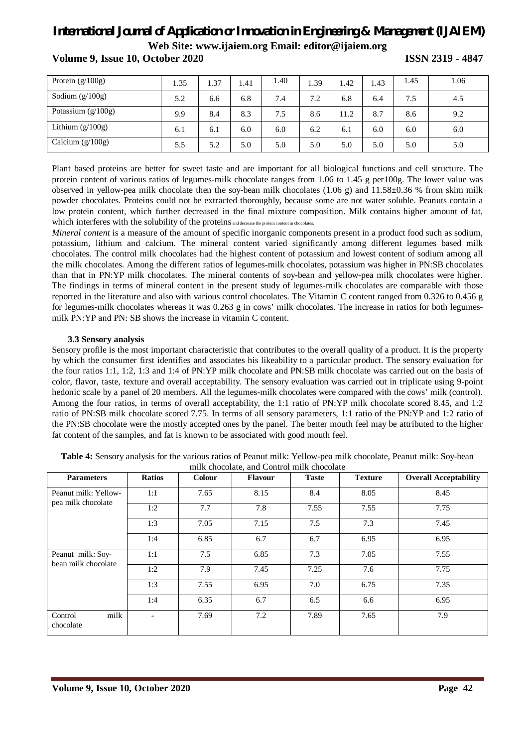| Protein (g/100g) | 1.35 | 1.37 | 1.41 | 1.40 | 1.39 | 1.42 | 1.43 | 1.45 | 1.06 |
|---|---|---|---|---|---|---|---|---|---|
| Sodium (g/100g) | 5.2 | 6.6 | 6.8 | 7.4 | 7.2 | 6.8 | 6.4 | 7.5 | 4.5 |
| Potassium (g/100g) | 9.9 | 8.4 | 8.3 | 7.5 | 8.6 | 11.2 | 8.7 | 8.6 | 9.2 |
| Lithium (g/100g) | 6.1 | 6.1 | 6.0 | 6.0 | 6.2 | 6.1 | 6.0 | 6.0 | 6.0 |
| Calcium (g/100g) | 5.5 | 5.2 | 5.0 | 5.0 | 5.0 | 5.0 | 5.0 | 5.0 | 5.0 |

Plant based proteins are better for sweet taste and are important for all biological functions and cell structure. The protein content of various ratios of legumes-milk chocolate ranges from 1.06 to 1.45 g per100g. The lower value was observed in yellow-pea milk chocolate then the soy-bean milk chocolates (1.06 g) and 11.58±0.36 % from skim milk powder chocolates. Proteins could not be extracted thoroughly, because some are not water soluble. Peanuts contain a low protein content, which further decreased in the final mixture composition. Milk contains higher amount of fat, which interferes with the solubility of the proteins and decrease the protein content in chocolates.

*Mineral content* is a measure of the amount of specific inorganic components present in a product food such as sodium, potassium, lithium and calcium. The mineral content varied significantly among different legumes based milk chocolates. The control milk chocolates had the highest content of potassium and lowest content of sodium among all the milk chocolates. Among the different ratios of legumes-milk chocolates, potassium was higher in PN:SB chocolates than that in PN:YP milk chocolates. The mineral contents of soy-bean and yellow-pea milk chocolates were higher. The findings in terms of mineral content in the present study of legumes-milk chocolates are comparable with those reported in the literature and also with various control chocolates. The Vitamin C content ranged from 0.326 to 0.456 g for legumes-milk chocolates whereas it was 0.263 g in cows' milk chocolates. The increase in ratios for both legumes-milk PN:YP and PN: SB shows the increase in vitamin C content.

### 3.3 Sensory analysis

Sensory profile is the most important characteristic that contributes to the overall quality of a product. It is the property by which the consumer first identifies and associates his likeability to a particular product. The sensory evaluation for the four ratios 1:1, 1:2, 1:3 and 1:4 of PN:YP milk chocolate and PN:SB milk chocolate was carried out on the basis of color, flavor, taste, texture and overall acceptability. The sensory evaluation was carried out in triplicate using 9-point hedonic scale by a panel of 20 members. All the legumes-milk chocolates were compared with the cows' milk (control). Among the four ratios, in terms of overall acceptability, the 1:1 ratio of PN:YP milk chocolate scored 8.45, and 1:2 ratio of PN:SB milk chocolate scored 7.75. In terms of all sensory parameters, 1:1 ratio of the PN:YP and 1:2 ratio of the PN:SB chocolate were the mostly accepted ones by the panel. The better mouth feel may be attributed to the higher fat content of the samples, and fat is known to be associated with good mouth feel.

**Table 4:** Sensory analysis for the various ratios of Peanut milk: Yellow-pea milk chocolate, Peanut milk: Soy-bean milk chocolate, and Control milk chocolate

| Parameters | Ratios | Colour | Flavour | Taste | Texture | Overall Acceptability |
|---|---|---|---|---|---|---|
| Peanut milk: Yellow-pea milk chocolate | 1:1 | 7.65 | 8.15 | 8.4 | 8.05 | 8.45 |
| | 1:2 | 7.7 | 7.8 | 7.55 | 7.55 | 7.75 |
| | 1:3 | 7.05 | 7.15 | 7.5 | 7.3 | 7.45 |
| | 1:4 | 6.85 | 6.7 | 6.7 | 6.95 | 6.95 |
| Peanut milk: Soy-bean milk chocolate | 1:1 | 7.5 | 6.85 | 7.3 | 7.05 | 7.55 |
| | 1:2 | 7.9 | 7.45 | 7.25 | 7.6 | 7.75 |
| | 1:3 | 7.55 | 6.95 | 7.0 | 6.75 | 7.35 |
| | 1:4 | 6.35 | 6.7 | 6.5 | 6.6 | 6.95 |
| Control milk chocolate | - | 7.69 | 7.2 | 7.89 | 7.65 | 7.9 |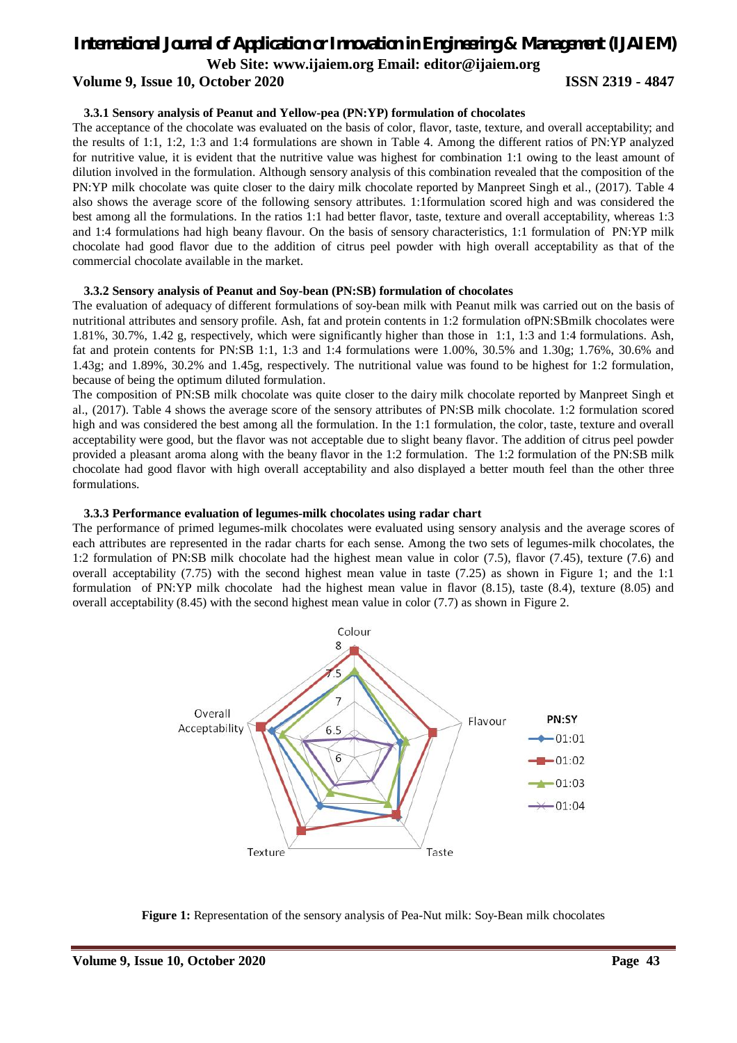### 3.3.1 Sensory analysis of Peanut and Yellow-pea (PN:YP) formulation of chocolates

The acceptance of the chocolate was evaluated on the basis of color, flavor, taste, texture, and overall acceptability; and the results of 1:1, 1:2, 1:3 and 1:4 formulations are shown in Table 4. Among the different ratios of PN:YP analyzed for nutritive value, it is evident that the nutritive value was highest for combination 1:1 owing to the least amount of dilution involved in the formulation. Although sensory analysis of this combination revealed that the composition of the PN:YP milk chocolate was quite closer to the dairy milk chocolate reported by Manpreet Singh et al., (2017). Table 4 also shows the average score of the following sensory attributes. 1:1formulation scored high and was considered the best among all the formulations. In the ratios 1:1 had better flavor, taste, texture and overall acceptability, whereas 1:3 and 1:4 formulations had high beany flavour. On the basis of sensory characteristics, 1:1 formulation of PN:YP milk chocolate had good flavor due to the addition of citrus peel powder with high overall acceptability as that of the commercial chocolate available in the market.

### 3.3.2 Sensory analysis of Peanut and Soy-bean (PN:SB) formulation of chocolates

The evaluation of adequacy of different formulations of soy-bean milk with Peanut milk was carried out on the basis of nutritional attributes and sensory profile. Ash, fat and protein contents in 1:2 formulation ofPN:SBmilk chocolates were 1.81%, 30.7%, 1.42 g, respectively, which were significantly higher than those in 1:1, 1:3 and 1:4 formulations. Ash, fat and protein contents for PN:SB 1:1, 1:3 and 1:4 formulations were 1.00%, 30.5% and 1.30g; 1.76%, 30.6% and 1.43g; and 1.89%, 30.2% and 1.45g, respectively. The nutritional value was found to be highest for 1:2 formulation, because of being the optimum diluted formulation.

The composition of PN:SB milk chocolate was quite closer to the dairy milk chocolate reported by Manpreet Singh et al., (2017). Table 4 shows the average score of the sensory attributes of PN:SB milk chocolate. 1:2 formulation scored high and was considered the best among all the formulation. In the 1:1 formulation, the color, taste, texture and overall acceptability were good, but the flavor was not acceptable due to slight beany flavor. The addition of citrus peel powder provided a pleasant aroma along with the beany flavor in the 1:2 formulation. The 1:2 formulation of the PN:SB milk chocolate had good flavor with high overall acceptability and also displayed a better mouth feel than the other three formulations.

### 3.3.3 Performance evaluation of legumes-milk chocolates using radar chart

The performance of primed legumes-milk chocolates were evaluated using sensory analysis and the average scores of each attributes are represented in the radar charts for each sense. Among the two sets of legumes-milk chocolates, the 1:2 formulation of PN:SB milk chocolate had the highest mean value in color (7.5), flavor (7.45), texture (7.6) and overall acceptability (7.75) with the second highest mean value in taste (7.25) as shown in Figure 1; and the 1:1 formulation of PN:YP milk chocolate had the highest mean value in flavor (8.15), taste (8.4), texture (8.05) and overall acceptability (8.45) with the second highest mean value in color (7.7) as shown in Figure 2.

**Figure 1:** Representation of the sensory analysis of Pea-Nut milk: Soy-Bean milk chocolates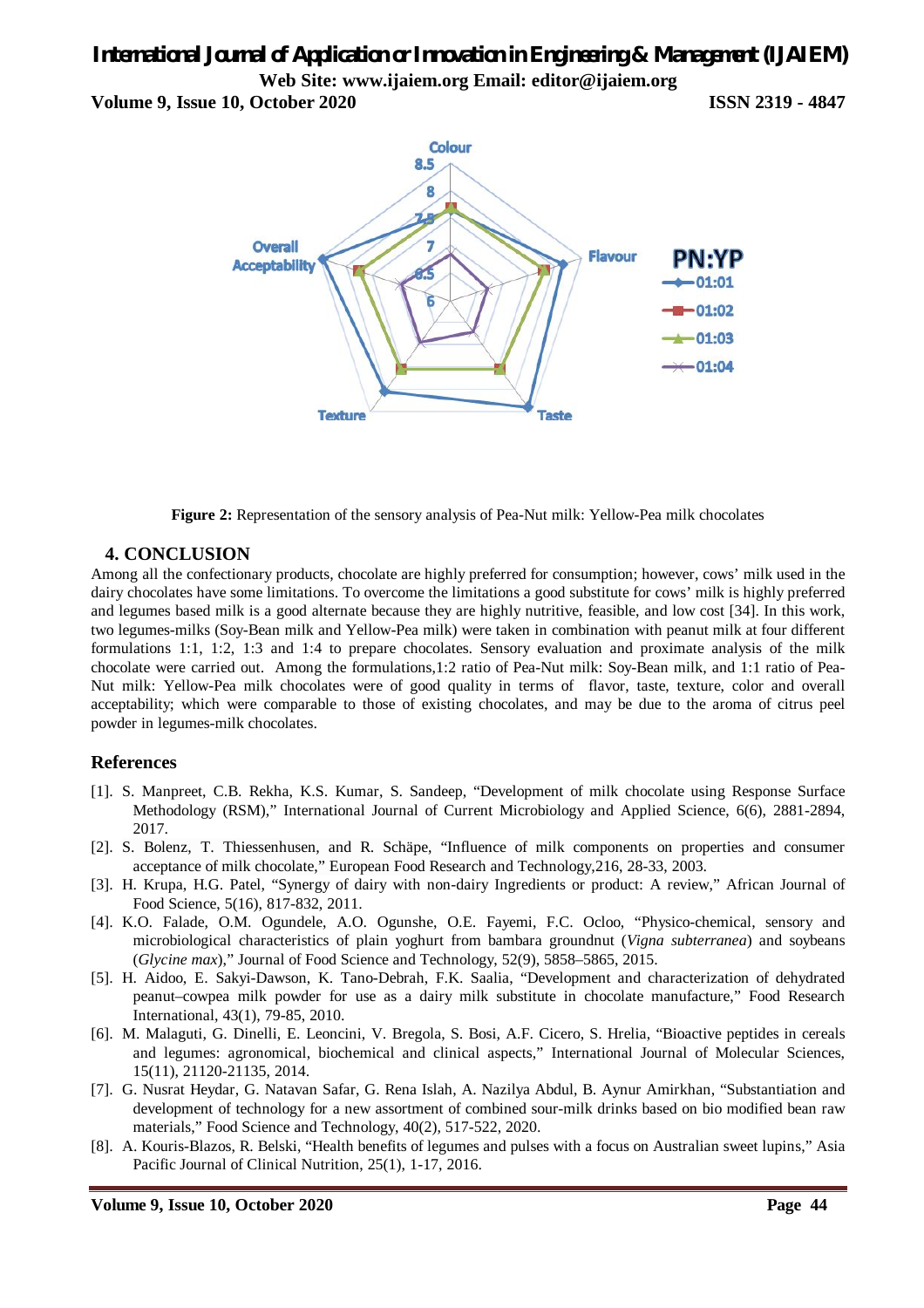**Figure 2:** Representation of the sensory analysis of Pea-Nut milk: Yellow-Pea milk chocolates

## 4. CONCLUSION

Among all the confectionary products, chocolate are highly preferred for consumption; however, cows' milk used in the dairy chocolates have some limitations. To overcome the limitations a good substitute for cows' milk is highly preferred and legumes based milk is a good alternate because they are highly nutritive, feasible, and low cost [34]. In this work, two legumes-milks (Soy-Bean milk and Yellow-Pea milk) were taken in combination with peanut milk at four different formulations 1:1, 1:2, 1:3 and 1:4 to prepare chocolates. Sensory evaluation and proximate analysis of the milk chocolate were carried out. Among the formulations,1:2 ratio of Pea-Nut milk: Soy-Bean milk, and 1:1 ratio of Pea-Nut milk: Yellow-Pea milk chocolates were of good quality in terms of flavor, taste, texture, color and overall acceptability; which were comparable to those of existing chocolates, and may be due to the aroma of citrus peel powder in legumes-milk chocolates.

## References

[1]. S. Manpreet, C.B. Rekha, K.S. Kumar, S. Sandeep, "Development of milk chocolate using Response Surface Methodology (RSM)," International Journal of Current Microbiology and Applied Science, 6(6), 2881-2894, 2017.

[2]. S. Bolenz, T. Thiessenhusen, and R. Schäpe, "Influence of milk components on properties and consumer acceptance of milk chocolate," European Food Research and Technology,216, 28-33, 2003.

[3]. H. Krupa, H.G. Patel, "Synergy of dairy with non-dairy Ingredients or product: A review," African Journal of Food Science, 5(16), 817-832, 2011.

[4]. K.O. Falade, O.M. Ogundele, A.O. Ogunshe, O.E. Fayemi, F.C. Ocloo, "Physico-chemical, sensory and microbiological characteristics of plain yoghurt from bambara groundnut (*Vigna subterranea*) and soybeans (*Glycine max*)," Journal of Food Science and Technology, 52(9), 5858–5865, 2015.

[5]. H. Aidoo, E. Sakyi-Dawson, K. Tano-Debrah, F.K. Saalia, "Development and characterization of dehydrated peanut–cowpea milk powder for use as a dairy milk substitute in chocolate manufacture," Food Research International, 43(1), 79-85, 2010.

[6]. M. Malaguti, G. Dinelli, E. Leoncini, V. Bregola, S. Bosi, A.F. Cicero, S. Hrelia, "Bioactive peptides in cereals and legumes: agronomical, biochemical and clinical aspects," International Journal of Molecular Sciences, 15(11), 21120-21135, 2014.

[7]. G. Nusrat Heydar, G. Natavan Safar, G. Rena Islah, A. Nazilya Abdul, B. Aynur Amirkhan, "Substantiation and development of technology for a new assortment of combined sour-milk drinks based on bio modified bean raw materials," Food Science and Technology, 40(2), 517-522, 2020.

[8]. A. Kouris-Blazos, R. Belski, "Health benefits of legumes and pulses with a focus on Australian sweet lupins," Asia Pacific Journal of Clinical Nutrition, 25(1), 1-17, 2016.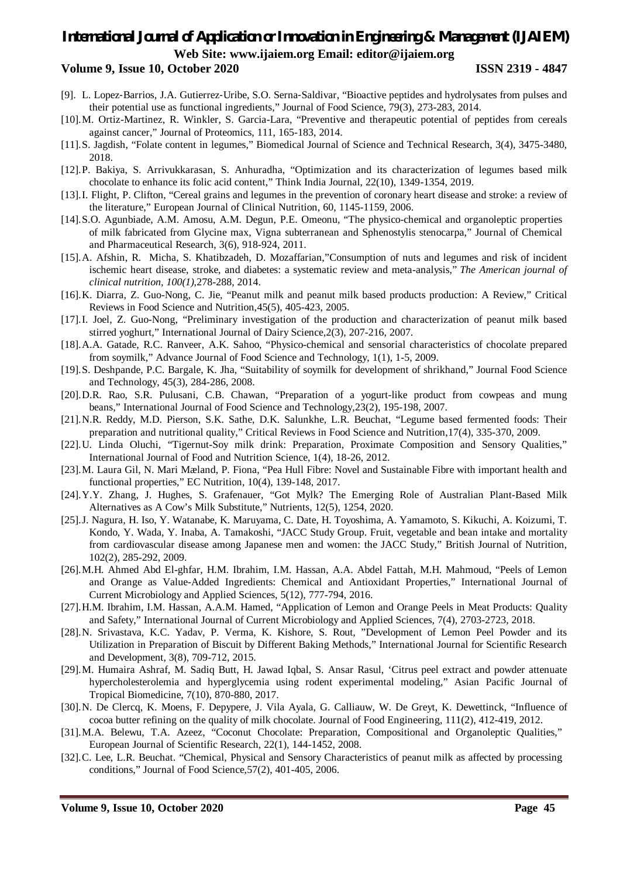[9]. L. Lopez-Barrios, J.A. Gutierrez-Uribe, S.O. Serna-Saldivar, "Bioactive peptides and hydrolysates from pulses and their potential use as functional ingredients," Journal of Food Science, 79(3), 273-283, 2014.

[10]. M. Ortiz-Martinez, R. Winkler, S. Garcia-Lara, "Preventive and therapeutic potential of peptides from cereals against cancer," Journal of Proteomics, 111, 165-183, 2014.

[11]. S. Jagdish, "Folate content in legumes," Biomedical Journal of Science and Technical Research, 3(4), 3475-3480, 2018.

[12]. P. Bakiya, S. Arrivukkarasan, S. Anhuradha, "Optimization and its characterization of legumes based milk chocolate to enhance its folic acid content," Think India Journal, 22(10), 1349-1354, 2019.

[13]. I. Flight, P. Clifton, "Cereal grains and legumes in the prevention of coronary heart disease and stroke: a review of the literature," European Journal of Clinical Nutrition, 60, 1145-1159, 2006.

[14]. S.O. Agunbiade, A.M. Amosu, A.M. Degun, P.E. Omeonu, "The physico-chemical and organoleptic properties of milk fabricated from Glycine max, Vigna subterranean and Sphenostylis stenocarpa," Journal of Chemical and Pharmaceutical Research, 3(6), 918-924, 2011.

[15]. A. Afshin, R. Micha, S. Khatibzadeh, D. Mozaffarian,"Consumption of nuts and legumes and risk of incident ischemic heart disease, stroke, and diabetes: a systematic review and meta-analysis," *The American journal of clinical nutrition*, *100(1)*,278-288, 2014.

[16]. K. Diarra, Z. Guo-Nong, C. Jie, "Peanut milk and peanut milk based products production: A Review," Critical Reviews in Food Science and Nutrition,45(5), 405-423, 2005.

[17]. I. Joel, Z. Guo-Nong, "Preliminary investigation of the production and characterization of peanut milk based stirred yoghurt," International Journal of Dairy Science,2(3), 207-216, 2007.

[18]. A.A. Gatade, R.C. Ranveer, A.K. Sahoo, "Physico-chemical and sensorial characteristics of chocolate prepared from soymilk," Advance Journal of Food Science and Technology, 1(1), 1-5, 2009.

[19]. S. Deshpande, P.C. Bargale, K. Jha, "Suitability of soymilk for development of shrikhand," Journal Food Science and Technology, 45(3), 284-286, 2008.

[20]. D.R. Rao, S.R. Pulusani, C.B. Chawan, "Preparation of a yogurt-like product from cowpeas and mung beans," International Journal of Food Science and Technology,23(2), 195-198, 2007.

[21]. N.R. Reddy, M.D. Pierson, S.K. Sathe, D.K. Salunkhe, L.R. Beuchat, "Legume based fermented foods: Their preparation and nutritional quality," Critical Reviews in Food Science and Nutrition,17(4), 335-370, 2009.

[22]. U. Linda Oluchi, "Tigernut-Soy milk drink: Preparation, Proximate Composition and Sensory Qualities," International Journal of Food and Nutrition Science, 1(4), 18-26, 2012.

[23]. M. Laura Gil, N. Mari Mæland, P. Fiona, "Pea Hull Fibre: Novel and Sustainable Fibre with important health and functional properties," EC Nutrition, 10(4), 139-148, 2017.

[24]. Y.Y. Zhang, J. Hughes, S. Grafenauer, "Got Mylk? The Emerging Role of Australian Plant-Based Milk Alternatives as A Cow's Milk Substitute," Nutrients, 12(5), 1254, 2020.

[25]. J. Nagura, H. Iso, Y. Watanabe, K. Maruyama, C. Date, H. Toyoshima, A. Yamamoto, S. Kikuchi, A. Koizumi, T. Kondo, Y. Wada, Y. Inaba, A. Tamakoshi, "JACC Study Group. Fruit, vegetable and bean intake and mortality from cardiovascular disease among Japanese men and women: the JACC Study," British Journal of Nutrition, 102(2), 285-292, 2009.

[26]. M.H. Ahmed Abd El-ghfar, H.M. Ibrahim, I.M. Hassan, A.A. Abdel Fattah, M.H. Mahmoud, "Peels of Lemon and Orange as Value-Added Ingredients: Chemical and Antioxidant Properties," International Journal of Current Microbiology and Applied Sciences, 5(12), 777-794, 2016.

[27]. H.M. Ibrahim, I.M. Hassan, A.A.M. Hamed, "Application of Lemon and Orange Peels in Meat Products: Quality and Safety," International Journal of Current Microbiology and Applied Sciences, 7(4), 2703-2723, 2018.

[28]. N. Srivastava, K.C. Yadav, P. Verma, K. Kishore, S. Rout, "Development of Lemon Peel Powder and its Utilization in Preparation of Biscuit by Different Baking Methods," International Journal for Scientific Research and Development, 3(8), 709-712, 2015.

[29]. M. Humaira Ashraf, M. Sadiq Butt, H. Jawad Iqbal, S. Ansar Rasul, 'Citrus peel extract and powder attenuate hypercholesterolemia and hyperglycemia using rodent experimental modeling," Asian Pacific Journal of Tropical Biomedicine, 7(10), 870-880, 2017.

[30]. N. De Clercq, K. Moens, F. Depypere, J. Vila Ayala, G. Calliauw, W. De Greyt, K. Dewettinck, "Influence of cocoa butter refining on the quality of milk chocolate. Journal of Food Engineering, 111(2), 412-419, 2012.

[31]. M.A. Belewu, T.A. Azeez, "Coconut Chocolate: Preparation, Compositional and Organoleptic Qualities," European Journal of Scientific Research, 22(1), 144-1452, 2008.

[32]. C. Lee, L.R. Beuchat. "Chemical, Physical and Sensory Characteristics of peanut milk as affected by processing conditions," Journal of Food Science,57(2), 401-405, 2006.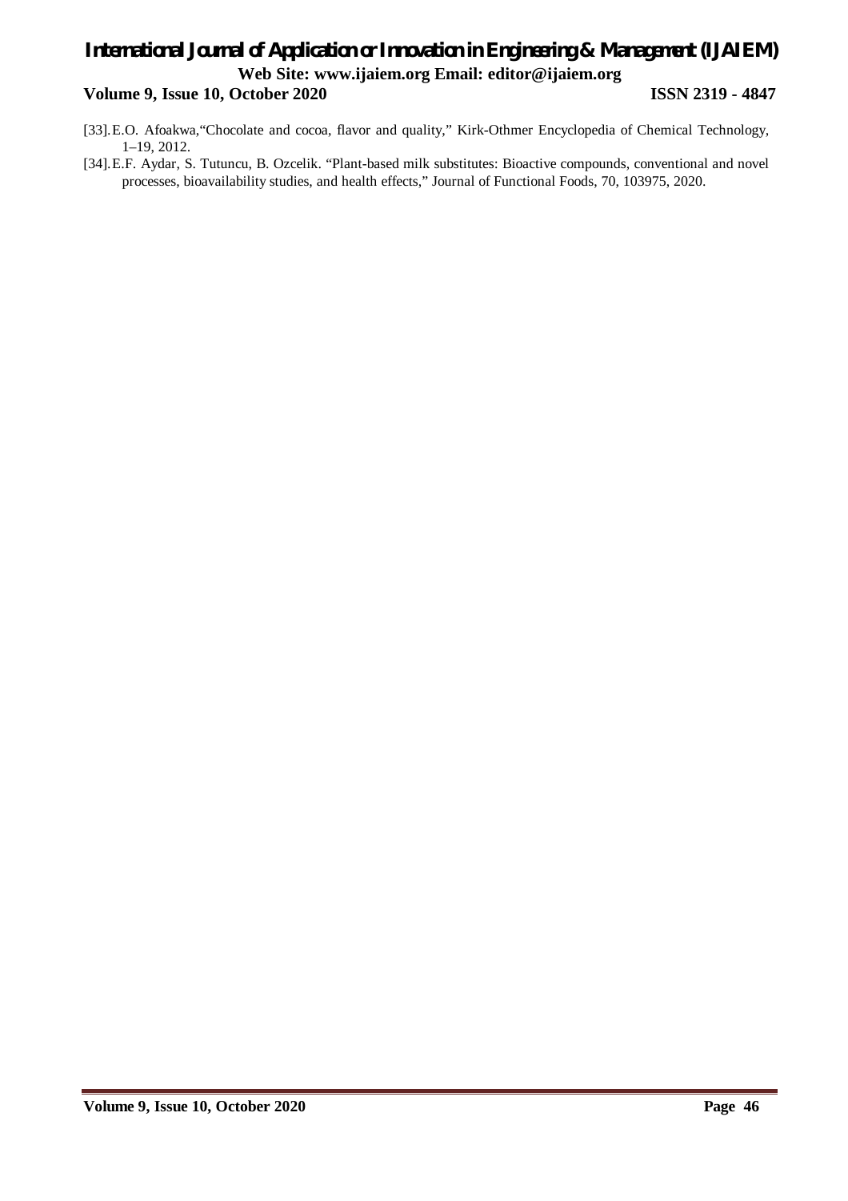[33]. E.O. Afoakwa,"Chocolate and cocoa, flavor and quality," Kirk-Othmer Encyclopedia of Chemical Technology, 1–19, 2012.

[34]. E.F. Aydar, S. Tutuncu, B. Ozcelik. "Plant-based milk substitutes: Bioactive compounds, conventional and novel processes, bioavailability studies, and health effects," Journal of Functional Foods, 70, 103975, 2020.